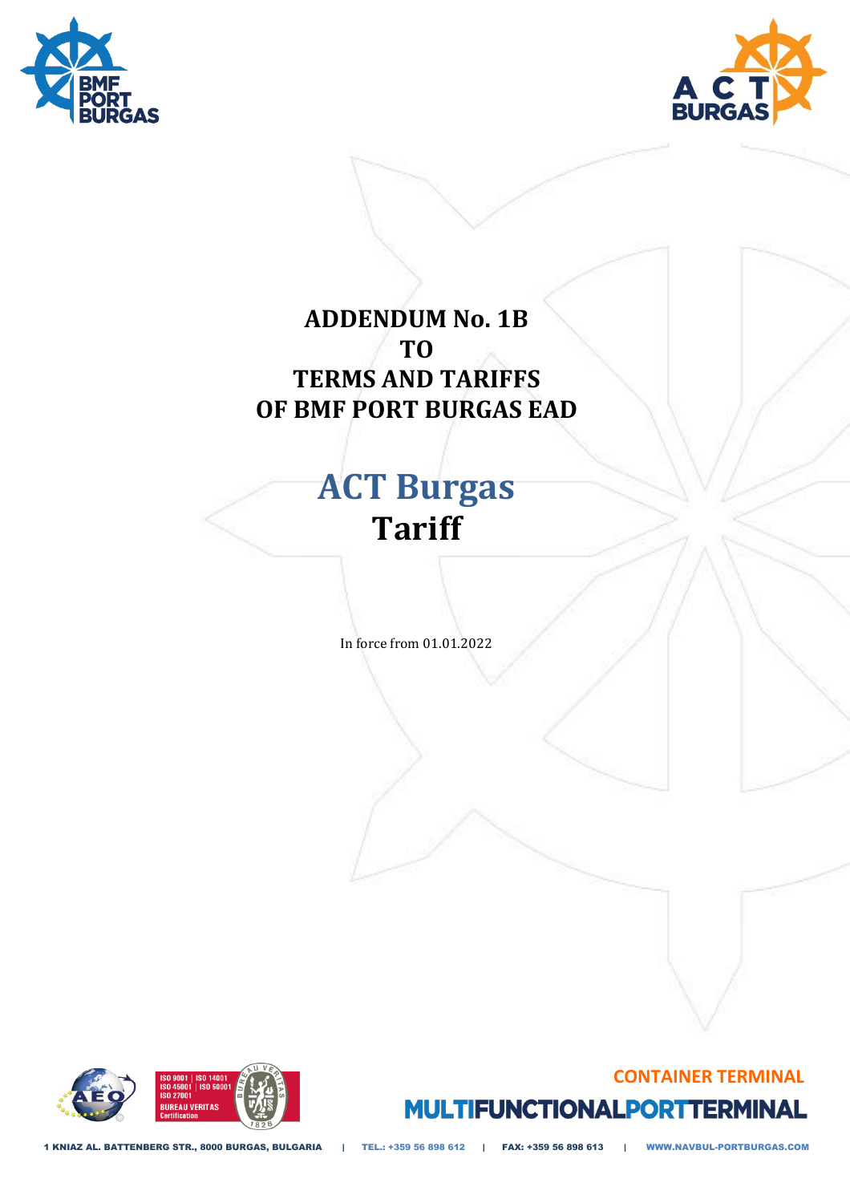# ADDENDUM No. 1B
# TO
# TERMS AND TARIFFS
# OF BMF PORT BURGAS EAD

## ACT Burgas
## Tariff

In force from 01.01.2022

CONTAINER TERMINAL

MULTIFUNCTIONAL PORT TERMINAL

1 KNIAZ AL. BATTENBERG STR., 8000 BURGAS, BULGARIA | TEL.: +359 56 898 612 | FAX: +359 56 898 613 | WWW.NAVBUL-PORTBURGAS.COM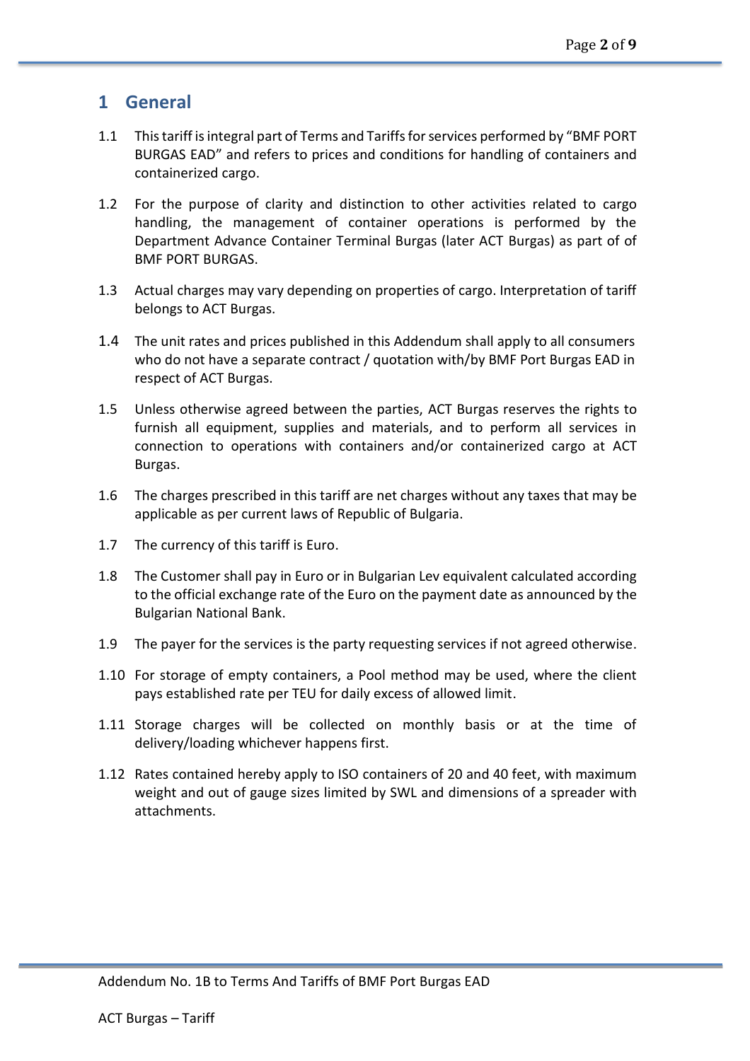# 1 General

1.1 This tariff is integral part of Terms and Tariffs for services performed by "BMF PORT BURGAS EAD" and refers to prices and conditions for handling of containers and containerized cargo.

1.2 For the purpose of clarity and distinction to other activities related to cargo handling, the management of container operations is performed by the Department Advance Container Terminal Burgas (later ACT Burgas) as part of of BMF PORT BURGAS.

1.3 Actual charges may vary depending on properties of cargo. Interpretation of tariff belongs to ACT Burgas.

1.4 The unit rates and prices published in this Addendum shall apply to all consumers who do not have a separate contract / quotation with/by BMF Port Burgas EAD in respect of ACT Burgas.

1.5 Unless otherwise agreed between the parties, ACT Burgas reserves the rights to furnish all equipment, supplies and materials, and to perform all services in connection to operations with containers and/or containerized cargo at ACT Burgas.

1.6 The charges prescribed in this tariff are net charges without any taxes that may be applicable as per current laws of Republic of Bulgaria.

1.7 The currency of this tariff is Euro.

1.8 The Customer shall pay in Euro or in Bulgarian Lev equivalent calculated according to the official exchange rate of the Euro on the payment date as announced by the Bulgarian National Bank.

1.9 The payer for the services is the party requesting services if not agreed otherwise.

1.10 For storage of empty containers, a Pool method may be used, where the client pays established rate per TEU for daily excess of allowed limit.

1.11 Storage charges will be collected on monthly basis or at the time of delivery/loading whichever happens first.

1.12 Rates contained hereby apply to ISO containers of 20 and 40 feet, with maximum weight and out of gauge sizes limited by SWL and dimensions of a spreader with attachments.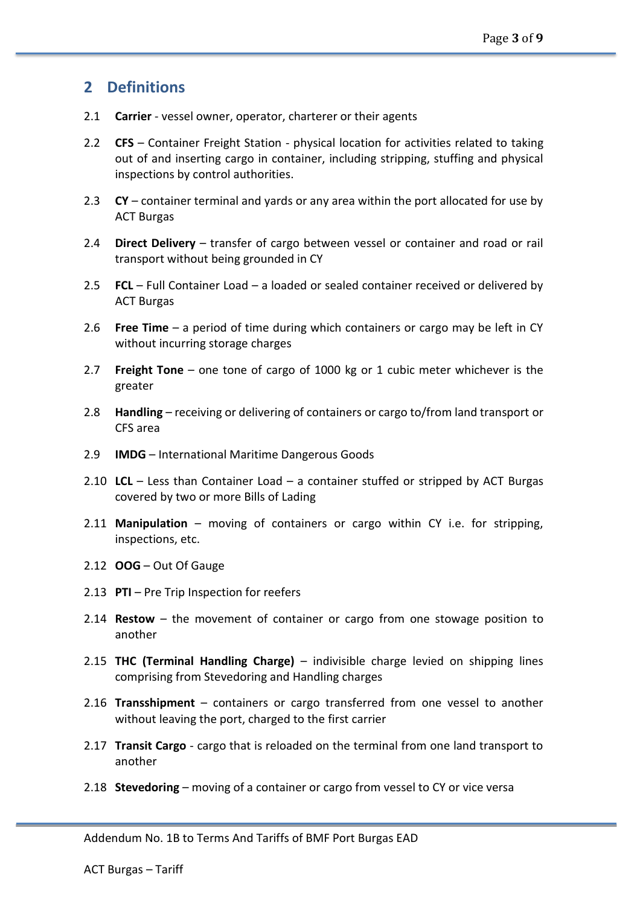## 2 Definitions

2.1 **Carrier** - vessel owner, operator, charterer or their agents

2.2 **CFS** – Container Freight Station - physical location for activities related to taking out of and inserting cargo in container, including stripping, stuffing and physical inspections by control authorities.

2.3 **CY** – container terminal and yards or any area within the port allocated for use by ACT Burgas

2.4 **Direct Delivery** – transfer of cargo between vessel or container and road or rail transport without being grounded in CY

2.5 **FCL** – Full Container Load – a loaded or sealed container received or delivered by ACT Burgas

2.6 **Free Time** – a period of time during which containers or cargo may be left in CY without incurring storage charges

2.7 **Freight Tone** – one tone of cargo of 1000 kg or 1 cubic meter whichever is the greater

2.8 **Handling** – receiving or delivering of containers or cargo to/from land transport or CFS area

2.9 **IMDG** – International Maritime Dangerous Goods

2.10 **LCL** – Less than Container Load – a container stuffed or stripped by ACT Burgas covered by two or more Bills of Lading

2.11 **Manipulation** – moving of containers or cargo within CY i.e. for stripping, inspections, etc.

2.12 **OOG** – Out Of Gauge

2.13 **PTI** – Pre Trip Inspection for reefers

2.14 **Restow** – the movement of container or cargo from one stowage position to another

2.15 **THC (Terminal Handling Charge)** – indivisible charge levied on shipping lines comprising from Stevedoring and Handling charges

2.16 **Transshipment** – containers or cargo transferred from one vessel to another without leaving the port, charged to the first carrier

2.17 **Transit Cargo** - cargo that is reloaded on the terminal from one land transport to another

2.18 **Stevedoring** – moving of a container or cargo from vessel to CY or vice versa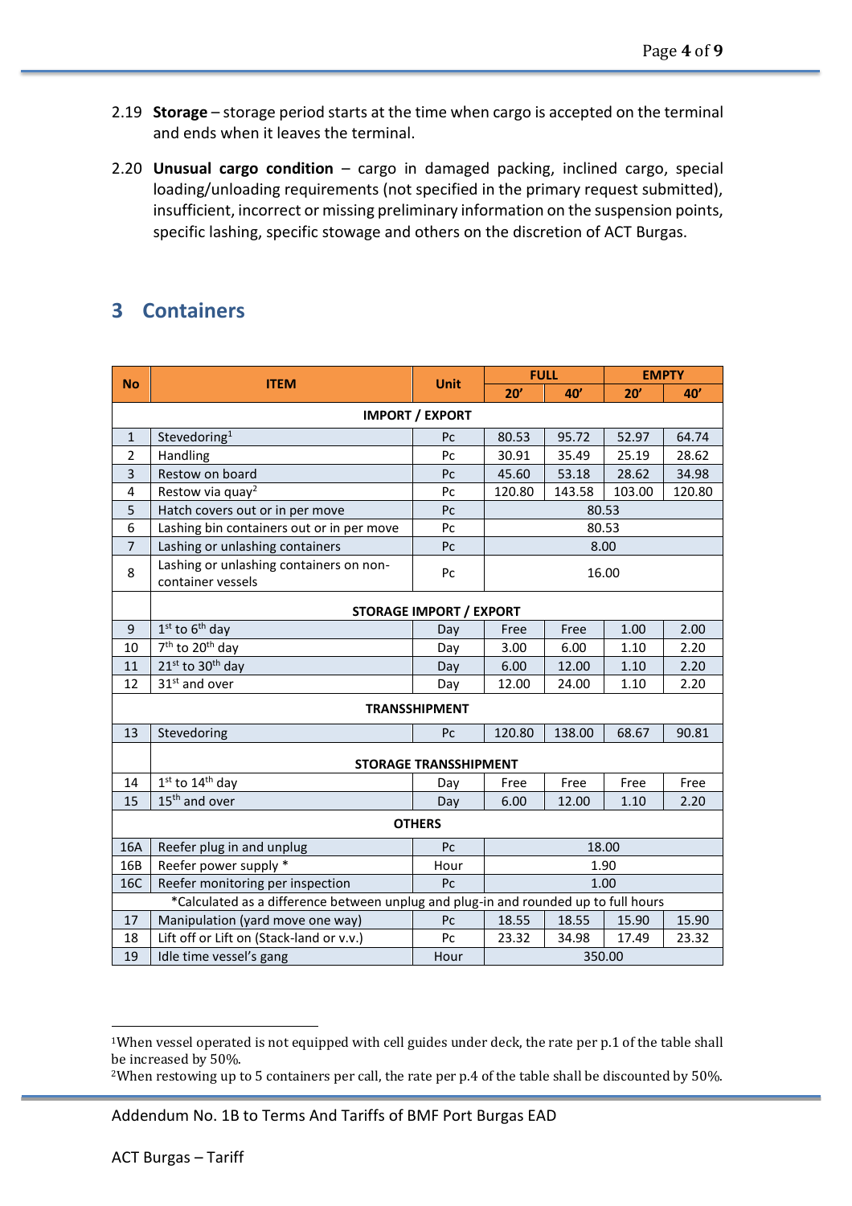2.19 **Storage** – storage period starts at the time when cargo is accepted on the terminal and ends when it leaves the terminal.

2.20 **Unusual cargo condition** – cargo in damaged packing, inclined cargo, special loading/unloading requirements (not specified in the primary request submitted), insufficient, incorrect or missing preliminary information on the suspension points, specific lashing, specific stowage and others on the discretion of ACT Burgas.

# 3 Containers

| No | ITEM | Unit | FULL | | EMPTY | |
|---|---|---|---|---|---|---|
| | | | 20' | 40' | 20' | 40' |
| | **IMPORT / EXPORT** | | | | | |
| 1 | Stevedoring[1] | Pc | 80.53 | 95.72 | 52.97 | 64.74 |
| 2 | Handling | Pc | 30.91 | 35.49 | 25.19 | 28.62 |
| 3 | Restow on board | Pc | 45.60 | 53.18 | 28.62 | 34.98 |
| 4 | Restow via quay[2] | Pc | 120.80 | 143.58 | 103.00 | 120.80 |
| 5 | Hatch covers out or in per move | Pc | 80.53 | | | |
| 6 | Lashing bin containers out or in per move | Pc | 80.53 | | | |
| 7 | Lashing or unlashing containers | Pc | 8.00 | | | |
| 8 | Lashing or unlashing containers on non-container vessels | Pc | 16.00 | | | |
| | **STORAGE IMPORT / EXPORT** | | | | | |
| 9 | 1st to 6th day | Day | Free | Free | 1.00 | 2.00 |
| 10 | 7th to 20th day | Day | 3.00 | 6.00 | 1.10 | 2.20 |
| 11 | 21st to 30th day | Day | 6.00 | 12.00 | 1.10 | 2.20 |
| 12 | 31st and over | Day | 12.00 | 24.00 | 1.10 | 2.20 |
| | **TRANSSHIPMENT** | | | | | |
| 13 | Stevedoring | Pc | 120.80 | 138.00 | 68.67 | 90.81 |
| | **STORAGE TRANSSHIPMENT** | | | | | |
| 14 | 1st to 14th day | Day | Free | Free | Free | Free |
| 15 | 15th and over | Day | 6.00 | 12.00 | 1.10 | 2.20 |
| | **OTHERS** | | | | | |
| 16A | Reefer plug in and unplug | Pc | 18.00 | | | |
| 16B | Reefer power supply * | Hour | 1.90 | | | |
| 16C | Reefer monitoring per inspection | Pc | 1.00 | | | |
| | *Calculated as a difference between unplug and plug-in and rounded up to full hours | | | | | |
| 17 | Manipulation (yard move one way) | Pc | 18.55 | 18.55 | 15.90 | 15.90 |
| 18 | Lift off or Lift on (Stack-land or v.v.) | Pc | 23.32 | 34.98 | 17.49 | 23.32 |
| 19 | Idle time vessel's gang | Hour | 350.00 | | | |

[1] When vessel operated is not equipped with cell guides under deck, the rate per p.1 of the table shall be increased by 50%.

[2] When restowing up to 5 containers per call, the rate per p.4 of the table shall be discounted by 50%.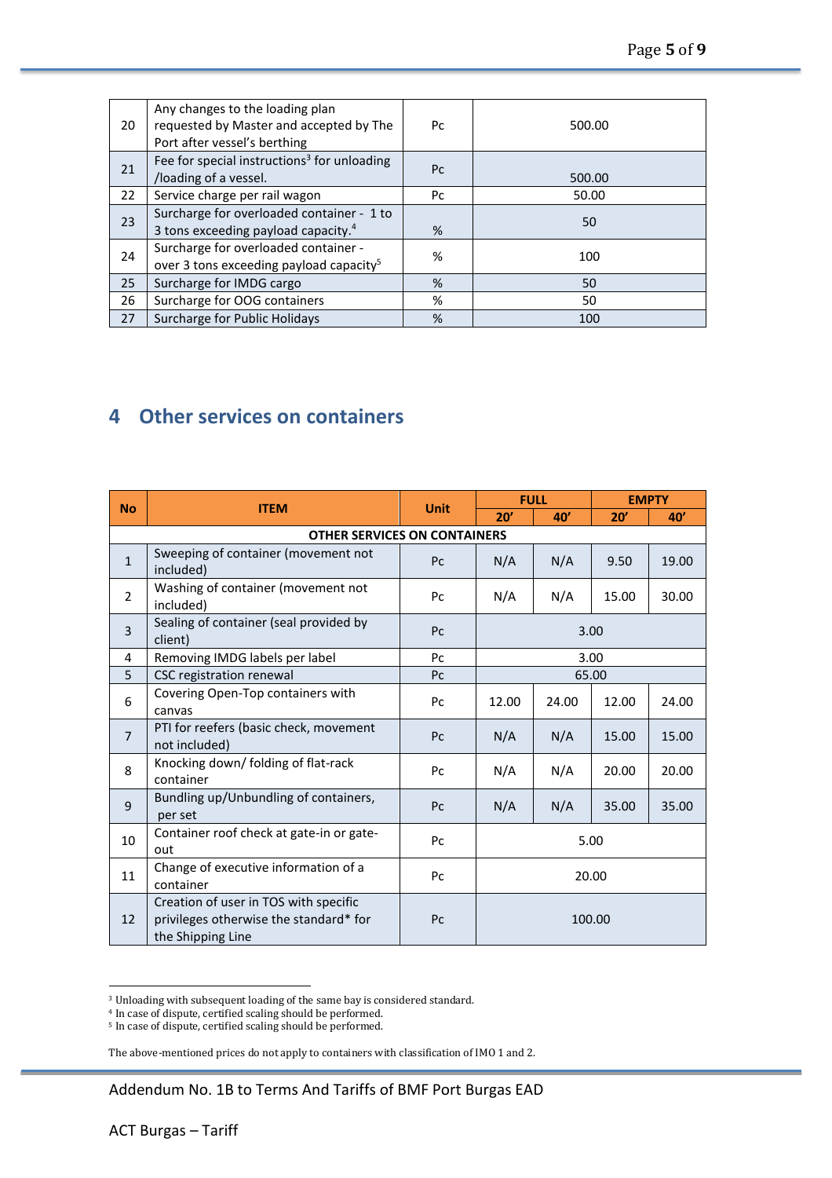| | | | |
|---|---|---|---|
| 20 | Any changes to the loading plan requested by Master and accepted by The Port after vessel's berthing | Pc | 500.00 |
| 21 | Fee for special instructions[3] for unloading /loading of a vessel. | Pc | 500.00 |
| 22 | Service charge per rail wagon | Pc | 50.00 |
| 23 | Surcharge for overloaded container - 1 to 3 tons exceeding payload capacity.[4] | % | 50 |
| 24 | Surcharge for overloaded container - over 3 tons exceeding payload capacity[5] | % | 100 |
| 25 | Surcharge for IMDG cargo | % | 50 |
| 26 | Surcharge for OOG containers | % | 50 |
| 27 | Surcharge for Public Holidays | % | 100 |

# 4 Other services on containers

| No | ITEM | Unit | FULL | | EMPTY | |
|---|---|---|---|---|---|---|
| | | | 20' | 40' | 20' | 40' |
| | **OTHER SERVICES ON CONTAINERS** | | | | | |
| 1 | Sweeping of container (movement not included) | Pc | N/A | N/A | 9.50 | 19.00 |
| 2 | Washing of container (movement not included) | Pc | N/A | N/A | 15.00 | 30.00 |
| 3 | Sealing of container (seal provided by client) | Pc | 3.00 | | | |
| 4 | Removing IMDG labels per label | Pc | 3.00 | | | |
| 5 | CSC registration renewal | Pc | 65.00 | | | |
| 6 | Covering Open-Top containers with canvas | Pc | 12.00 | 24.00 | 12.00 | 24.00 |
| 7 | PTI for reefers (basic check, movement not included) | Pc | N/A | N/A | 15.00 | 15.00 |
| 8 | Knocking down/ folding of flat-rack container | Pc | N/A | N/A | 20.00 | 20.00 |
| 9 | Bundling up/Unbundling of containers, per set | Pc | N/A | N/A | 35.00 | 35.00 |
| 10 | Container roof check at gate-in or gate-out | Pc | 5.00 | | | |
| 11 | Change of executive information of a container | Pc | 20.00 | | | |
| 12 | Creation of user in TOS with specific privileges otherwise the standard* for the Shipping Line | Pc | 100.00 | | | |

[3] Unloading with subsequent loading of the same bay is considered standard.
[4] In case of dispute, certified scaling should be performed.
[5] In case of dispute, certified scaling should be performed.

The above-mentioned prices do not apply to containers with classification of IMO 1 and 2.

Addendum No. 1B to Terms And Tariffs of BMF Port Burgas EAD

ACT Burgas – Tariff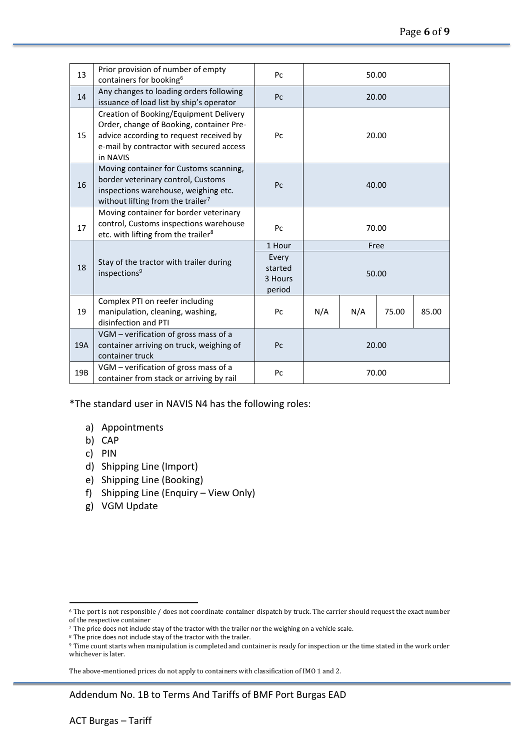| | | | | | | |
|---|---|---|---|---|---|---|
| 13 | Prior provision of number of empty containers for booking[6] | Pc | 50.00 | | | |
| 14 | Any changes to loading orders following issuance of load list by ship's operator | Pc | 20.00 | | | |
| 15 | Creation of Booking/Equipment Delivery Order, change of Booking, container Pre-advice according to request received by e-mail by contractor with secured access in NAVIS | Pc | 20.00 | | | |
| 16 | Moving container for Customs scanning, border veterinary control, Customs inspections warehouse, weighing etc. without lifting from the trailer[7] | Pc | 40.00 | | | |
| 17 | Moving container for border veterinary control, Customs inspections warehouse etc. with lifting from the trailer[8] | Pc | 70.00 | | | |
| 18 | Stay of the tractor with trailer during inspections[9] | 1 Hour | Free | | | |
| | | Every started 3 Hours period | 50.00 | | | |
| 19 | Complex PTI on reefer including manipulation, cleaning, washing, disinfection and PTI | Pc | N/A | N/A | 75.00 | 85.00 |
| 19A | VGM – verification of gross mass of a container arriving on truck, weighing of container truck | Pc | 20.00 | | | |
| 19B | VGM – verification of gross mass of a container from stack or arriving by rail | Pc | 70.00 | | | |

*The standard user in NAVIS N4 has the following roles:

a) Appointments
b) CAP
c) PIN
d) Shipping Line (Import)
e) Shipping Line (Booking)
f) Shipping Line (Enquiry – View Only)
g) VGM Update

[6] The port is not responsible / does not coordinate container dispatch by truck. The carrier should request the exact number of the respective container

[7] The price does not include stay of the tractor with the trailer nor the weighing on a vehicle scale.

[8] The price does not include stay of the tractor with the trailer.

[9] Time count starts when manipulation is completed and container is ready for inspection or the time stated in the work order whichever is later.

The above-mentioned prices do not apply to containers with classification of IMO 1 and 2.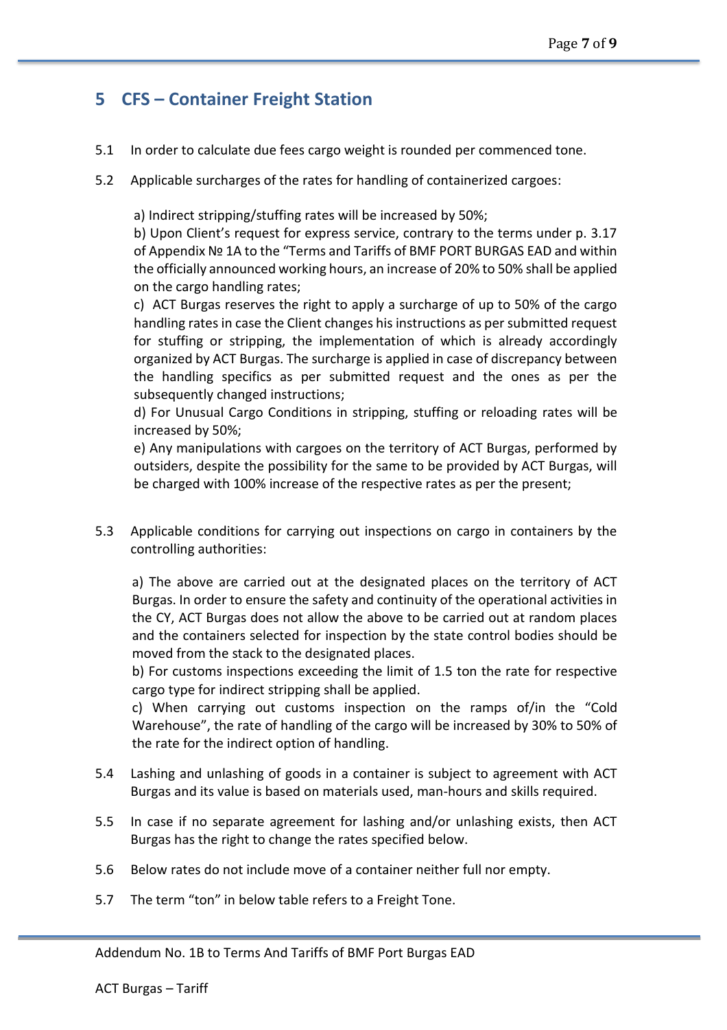## 5 CFS – Container Freight Station

5.1 In order to calculate due fees cargo weight is rounded per commenced tone.

5.2 Applicable surcharges of the rates for handling of containerized cargoes:

a) Indirect stripping/stuffing rates will be increased by 50%;
b) Upon Client's request for express service, contrary to the terms under p. 3.17 of Appendix № 1A to the "Terms and Tariffs of BMF PORT BURGAS EAD and within the officially announced working hours, an increase of 20% to 50% shall be applied on the cargo handling rates;
c) ACT Burgas reserves the right to apply a surcharge of up to 50% of the cargo handling rates in case the Client changes his instructions as per submitted request for stuffing or stripping, the implementation of which is already accordingly organized by ACT Burgas. The surcharge is applied in case of discrepancy between the handling specifics as per submitted request and the ones as per the subsequently changed instructions;
d) For Unusual Cargo Conditions in stripping, stuffing or reloading rates will be increased by 50%;
e) Any manipulations with cargoes on the territory of ACT Burgas, performed by outsiders, despite the possibility for the same to be provided by ACT Burgas, will be charged with 100% increase of the respective rates as per the present;

5.3 Applicable conditions for carrying out inspections on cargo in containers by the controlling authorities:

a) The above are carried out at the designated places on the territory of ACT Burgas. In order to ensure the safety and continuity of the operational activities in the CY, ACT Burgas does not allow the above to be carried out at random places and the containers selected for inspection by the state control bodies should be moved from the stack to the designated places.
b) For customs inspections exceeding the limit of 1.5 ton the rate for respective cargo type for indirect stripping shall be applied.
c) When carrying out customs inspection on the ramps of/in the "Cold Warehouse", the rate of handling of the cargo will be increased by 30% to 50% of the rate for the indirect option of handling.

5.4 Lashing and unlashing of goods in a container is subject to agreement with ACT Burgas and its value is based on materials used, man-hours and skills required.

5.5 In case if no separate agreement for lashing and/or unlashing exists, then ACT Burgas has the right to change the rates specified below.

5.6 Below rates do not include move of a container neither full nor empty.

5.7 The term "ton" in below table refers to a Freight Tone.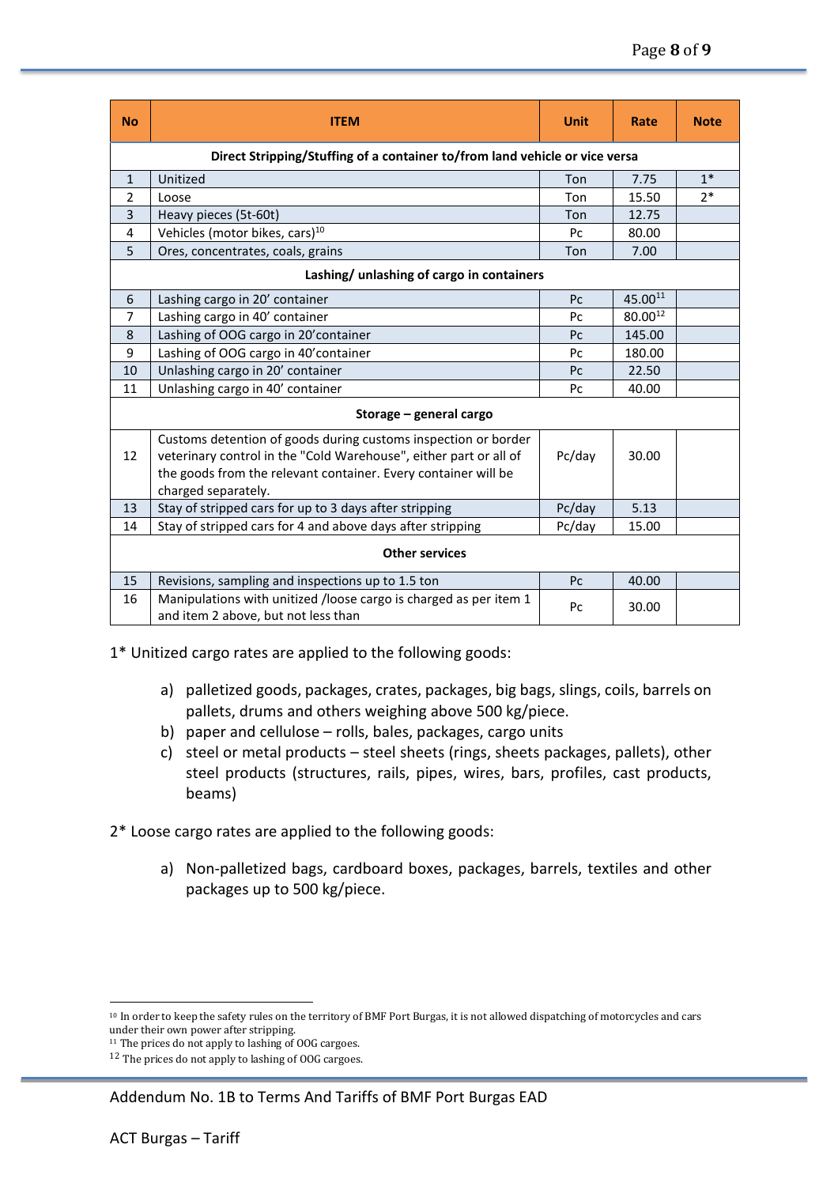| No | ITEM | Unit | Rate | Note |
|---|---|---|---|---|
| | **Direct Stripping/Stuffing of a container to/from land vehicle or vice versa** | | | |
| 1 | Unitized | Ton | 7.75 | 1* |
| 2 | Loose | Ton | 15.50 | 2* |
| 3 | Heavy pieces (5t-60t) | Ton | 12.75 | |
| 4 | Vehicles (motor bikes, cars)[10] | Pc | 80.00 | |
| 5 | Ores, concentrates, coals, grains | Ton | 7.00 | |
| | **Lashing/ unlashing of cargo in containers** | | | |
| 6 | Lashing cargo in 20' container | Pc | 45.00[11] | |
| 7 | Lashing cargo in 40' container | Pc | 80.00[12] | |
| 8 | Lashing of OOG cargo in 20'container | Pc | 145.00 | |
| 9 | Lashing of OOG cargo in 40'container | Pc | 180.00 | |
| 10 | Unlashing cargo in 20' container | Pc | 22.50 | |
| 11 | Unlashing cargo in 40' container | Pc | 40.00 | |
| | **Storage – general cargo** | | | |
| 12 | Customs detention of goods during customs inspection or border veterinary control in the "Cold Warehouse", either part or all of the goods from the relevant container. Every container will be charged separately. | Pc/day | 30.00 | |
| 13 | Stay of stripped cars for up to 3 days after stripping | Pc/day | 5.13 | |
| 14 | Stay of stripped cars for 4 and above days after stripping | Pc/day | 15.00 | |
| | **Other services** | | | |
| 15 | Revisions, sampling and inspections up to 1.5 ton | Pc | 40.00 | |
| 16 | Manipulations with unitized /loose cargo is charged as per item 1 and item 2 above, but not less than | Pc | 30.00 | |

1* Unitized cargo rates are applied to the following goods:

a) palletized goods, packages, crates, packages, big bags, slings, coils, barrels on pallets, drums and others weighing above 500 kg/piece.
b) paper and cellulose – rolls, bales, packages, cargo units
c) steel or metal products – steel sheets (rings, sheets packages, pallets), other steel products (structures, rails, pipes, wires, bars, profiles, cast products, beams)

2* Loose cargo rates are applied to the following goods:

a) Non-palletized bags, cardboard boxes, packages, barrels, textiles and other packages up to 500 kg/piece.

---

[10] In order to keep the safety rules on the territory of BMF Port Burgas, it is not allowed dispatching of motorcycles and cars under their own power after stripping.
[11] The prices do not apply to lashing of OOG cargoes.
[12] The prices do not apply to lashing of OOG cargoes.

Addendum No. 1B to Terms And Tariffs of BMF Port Burgas EAD

ACT Burgas – Tariff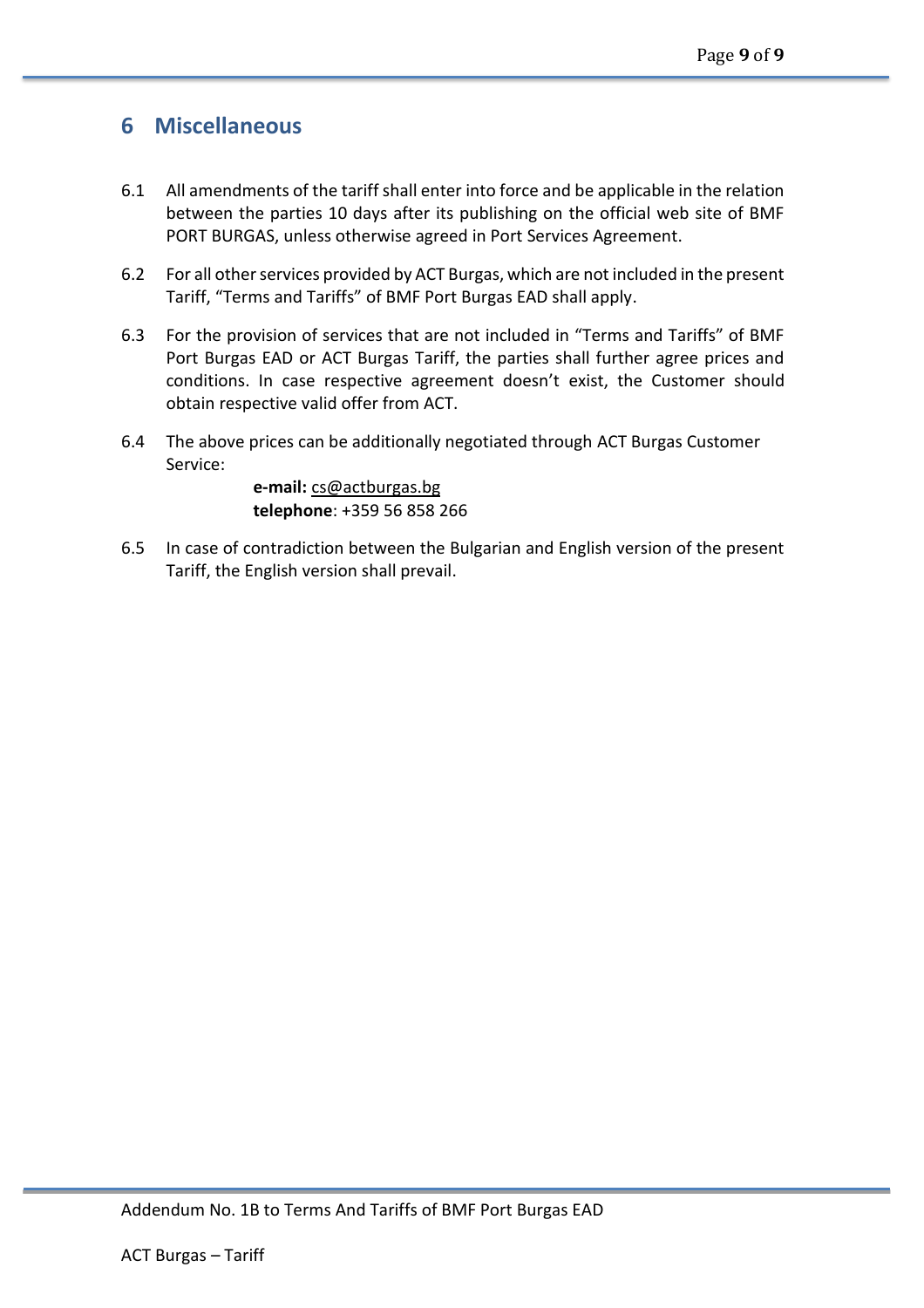## 6 Miscellaneous

6.1 All amendments of the tariff shall enter into force and be applicable in the relation between the parties 10 days after its publishing on the official web site of BMF PORT BURGAS, unless otherwise agreed in Port Services Agreement.

6.2 For all other services provided by ACT Burgas, which are not included in the present Tariff, "Terms and Tariffs" of BMF Port Burgas EAD shall apply.

6.3 For the provision of services that are not included in "Terms and Tariffs" of BMF Port Burgas EAD or ACT Burgas Tariff, the parties shall further agree prices and conditions. In case respective agreement doesn't exist, the Customer should obtain respective valid offer from ACT.

6.4 The above prices can be additionally negotiated through ACT Burgas Customer Service:

**e-mail:** cs@actburgas.bg
**telephone**: +359 56 858 266

6.5 In case of contradiction between the Bulgarian and English version of the present Tariff, the English version shall prevail.